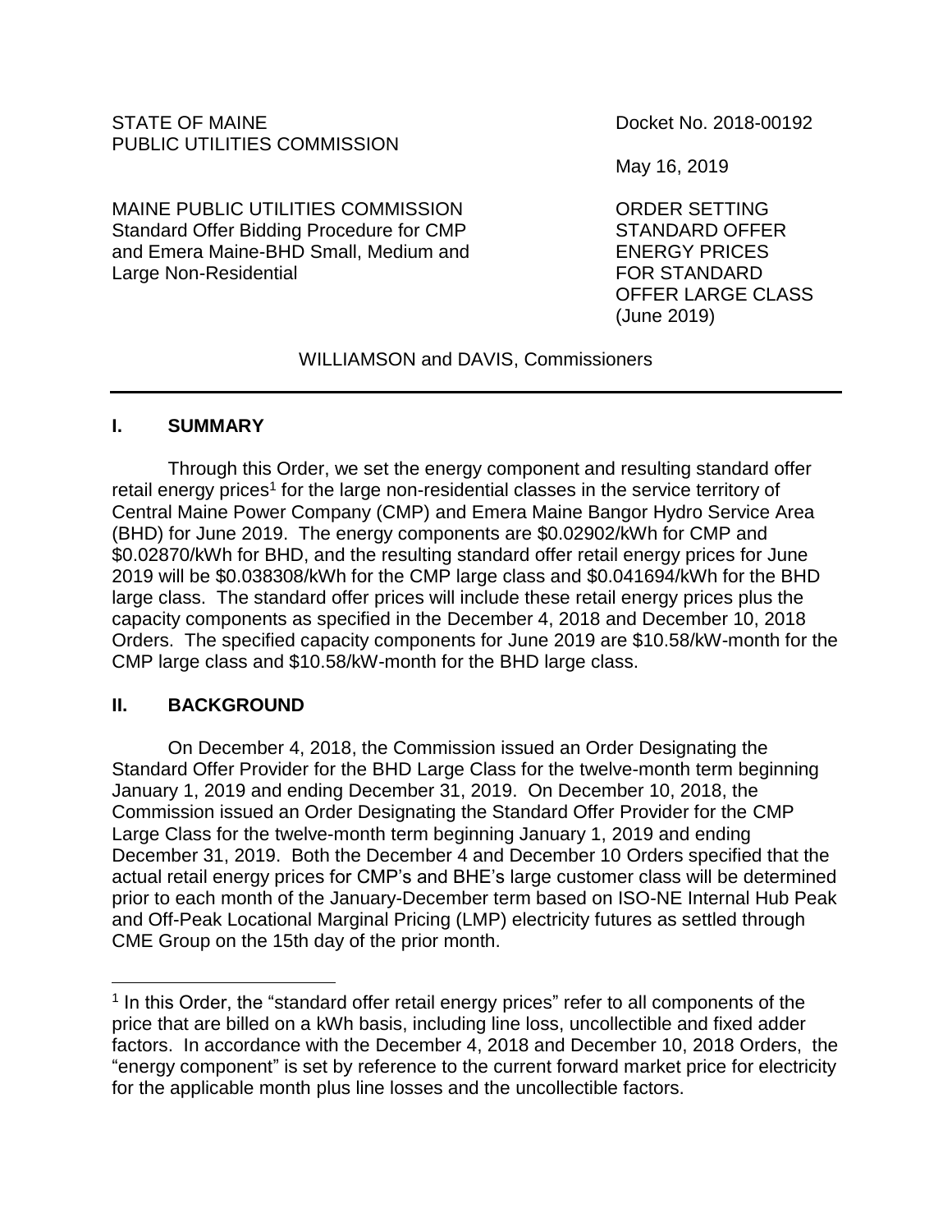STATE OF MAINE
PUBLIC UTILITIES COMMISSION

Docket No. 2018-00192

May 16, 2019

MAINE PUBLIC UTILITIES COMMISSION
Standard Offer Bidding Procedure for CMP and Emera Maine-BHD Small, Medium and Large Non-Residential

ORDER SETTING STANDARD OFFER ENERGY PRICES FOR STANDARD OFFER LARGE CLASS (June 2019)

WILLIAMSON and DAVIS, Commissioners

---

## I. SUMMARY

Through this Order, we set the energy component and resulting standard offer retail energy prices[1] for the large non-residential classes in the service territory of Central Maine Power Company (CMP) and Emera Maine Bangor Hydro Service Area (BHD) for June 2019. The energy components are \$0.02902/kWh for CMP and \$0.02870/kWh for BHD, and the resulting standard offer retail energy prices for June 2019 will be \$0.038308/kWh for the CMP large class and \$0.041694/kWh for the BHD large class. The standard offer prices will include these retail energy prices plus the capacity components as specified in the December 4, 2018 and December 10, 2018 Orders. The specified capacity components for June 2019 are \$10.58/kW-month for the CMP large class and \$10.58/kW-month for the BHD large class.

## II. BACKGROUND

On December 4, 2018, the Commission issued an Order Designating the Standard Offer Provider for the BHD Large Class for the twelve-month term beginning January 1, 2019 and ending December 31, 2019. On December 10, 2018, the Commission issued an Order Designating the Standard Offer Provider for the CMP Large Class for the twelve-month term beginning January 1, 2019 and ending December 31, 2019. Both the December 4 and December 10 Orders specified that the actual retail energy prices for CMP's and BHE's large customer class will be determined prior to each month of the January-December term based on ISO-NE Internal Hub Peak and Off-Peak Locational Marginal Pricing (LMP) electricity futures as settled through CME Group on the 15th day of the prior month.

---

[1] In this Order, the "standard offer retail energy prices" refer to all components of the price that are billed on a kWh basis, including line loss, uncollectible and fixed adder factors. In accordance with the December 4, 2018 and December 10, 2018 Orders, the "energy component" is set by reference to the current forward market price for electricity for the applicable month plus line losses and the uncollectible factors.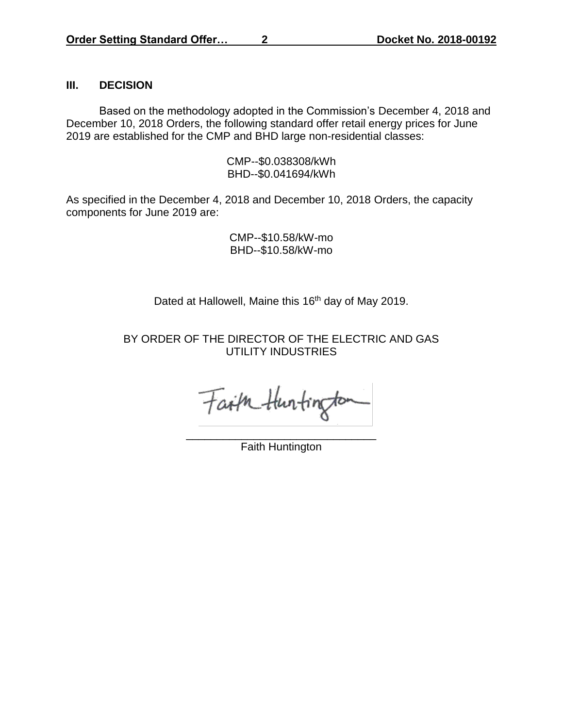## III. DECISION

Based on the methodology adopted in the Commission's December 4, 2018 and December 10, 2018 Orders, the following standard offer retail energy prices for June 2019 are established for the CMP and BHD large non-residential classes:

CMP--$0.038308/kWh
BHD--$0.041694/kWh

As specified in the December 4, 2018 and December 10, 2018 Orders, the capacity components for June 2019 are:

CMP--$10.58/kW-mo
BHD--$10.58/kW-mo

Dated at Hallowell, Maine this 16th day of May 2019.

BY ORDER OF THE DIRECTOR OF THE ELECTRIC AND GAS UTILITY INDUSTRIES

Faith Huntington

\_\_\_\_\_\_\_\_\_\_\_\_\_\_\_\_\_\_\_\_\_\_\_\_\_\_\_\_\_\_\_\_
Faith Huntington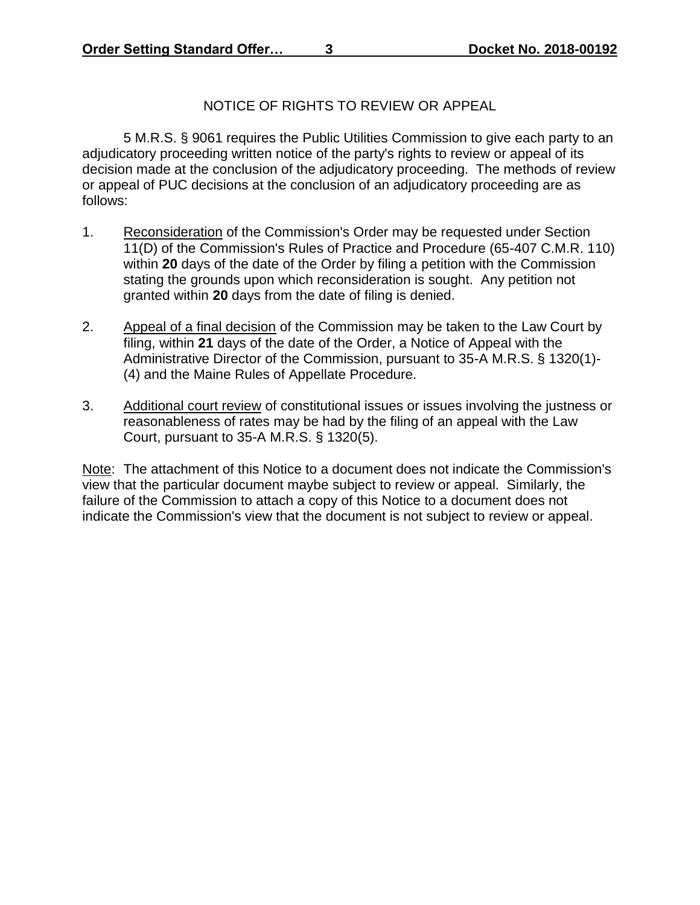## NOTICE OF RIGHTS TO REVIEW OR APPEAL

5 M.R.S. § 9061 requires the Public Utilities Commission to give each party to an adjudicatory proceeding written notice of the party's rights to review or appeal of its decision made at the conclusion of the adjudicatory proceeding. The methods of review or appeal of PUC decisions at the conclusion of an adjudicatory proceeding are as follows:

1. Reconsideration of the Commission's Order may be requested under Section 11(D) of the Commission's Rules of Practice and Procedure (65-407 C.M.R. 110) within **20** days of the date of the Order by filing a petition with the Commission stating the grounds upon which reconsideration is sought. Any petition not granted within **20** days from the date of filing is denied.

2. Appeal of a final decision of the Commission may be taken to the Law Court by filing, within **21** days of the date of the Order, a Notice of Appeal with the Administrative Director of the Commission, pursuant to 35-A M.R.S. § 1320(1)-(4) and the Maine Rules of Appellate Procedure.

3. Additional court review of constitutional issues or issues involving the justness or reasonableness of rates may be had by the filing of an appeal with the Law Court, pursuant to 35-A M.R.S. § 1320(5).

Note: The attachment of this Notice to a document does not indicate the Commission's view that the particular document maybe subject to review or appeal. Similarly, the failure of the Commission to attach a copy of this Notice to a document does not indicate the Commission's view that the document is not subject to review or appeal.